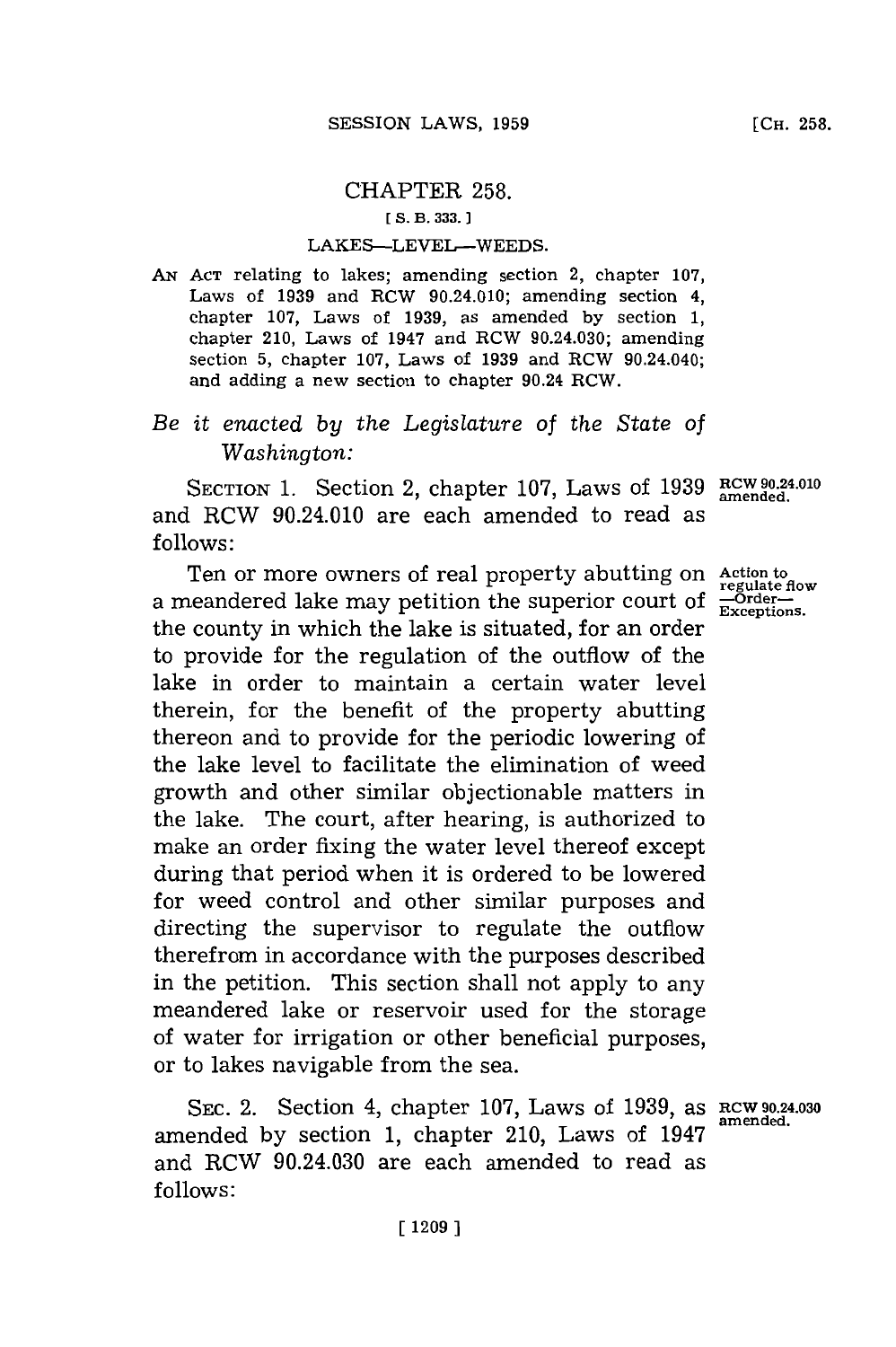# CHAPTER 258.

[ S. B. 333. ]

## LAKES—LEVEL—WEEDS.

AN ACT relating to lakes; amending section 2, chapter 107, Laws of 1939 and RCW 90.24.010; amending section 4, chapter 107, Laws of 1939, as amended by section 1, chapter 210, Laws of 1947 and RCW 90.24.030; amending section 5, chapter 107, Laws of 1939 and RCW 90.24.040; and adding a new section to chapter 90.24 RCW.

*Be it enacted by the Legislature of the State of Washington:*

SECTION 1. Section 2, chapter 107, Laws of 1939 and RCW 90.24.010 are each amended to read as follows:

RCW 90.24.010 amended.

Ten or more owners of real property abutting on a meandered lake may petition the superior court of the county in which the lake is situated, for an order to provide for the regulation of the outflow of the lake in order to maintain a certain water level therein, for the benefit of the property abutting thereon and to provide for the periodic lowering of the lake level to facilitate the elimination of weed growth and other similar objectionable matters in the lake. The court, after hearing, is authorized to make an order fixing the water level thereof except during that period when it is ordered to be lowered for weed control and other similar purposes and directing the supervisor to regulate the outflow therefrom in accordance with the purposes described in the petition. This section shall not apply to any meandered lake or reservoir used for the storage of water for irrigation or other beneficial purposes, or to lakes navigable from the sea.

Action to regulate flow —Order— Exceptions.

SEC. 2. Section 4, chapter 107, Laws of 1939, as amended by section 1, chapter 210, Laws of 1947 and RCW 90.24.030 are each amended to read as follows:

RCW 90.24.030 amended.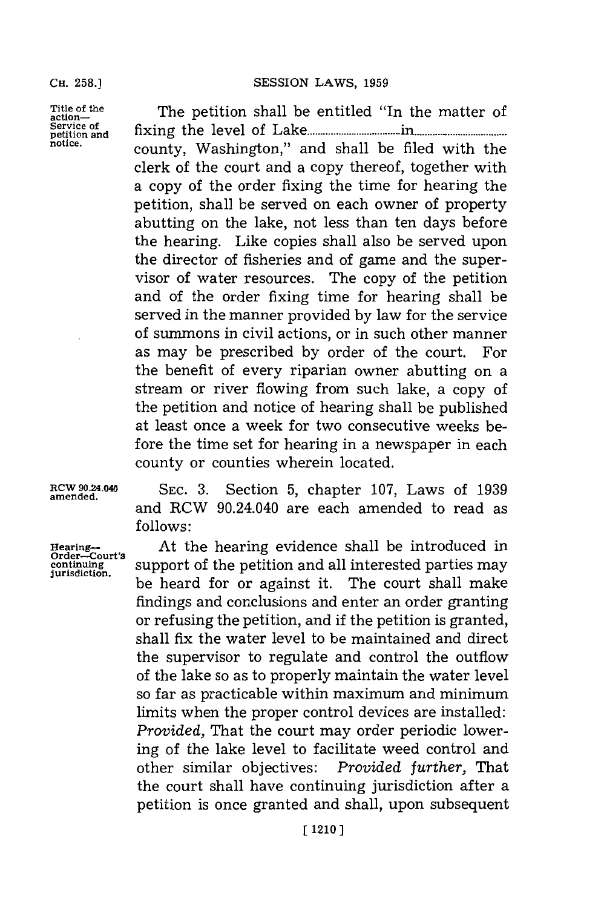*Title of the action—Service of petition and notice.*

The petition shall be entitled "In the matter of fixing the level of Lake.................................in................................ county, Washington," and shall be filed with the clerk of the court and a copy thereof, together with a copy of the order fixing the time for hearing the petition, shall be served on each owner of property abutting on the lake, not less than ten days before the hearing. Like copies shall also be served upon the director of fisheries and of game and the supervisor of water resources. The copy of the petition and of the order fixing time for hearing shall be served in the manner provided by law for the service of summons in civil actions, or in such other manner as may be prescribed by order of the court. For the benefit of every riparian owner abutting on a stream or river flowing from such lake, a copy of the petition and notice of hearing shall be published at least once a week for two consecutive weeks before the time set for hearing in a newspaper in each county or counties wherein located.

*RCW 90.24.040 amended.*

SEC. 3. Section 5, chapter 107, Laws of 1939 and RCW 90.24.040 are each amended to read as follows:

*Hearing—Order—Court's continuing jurisdiction.*

At the hearing evidence shall be introduced in support of the petition and all interested parties may be heard for or against it. The court shall make findings and conclusions and enter an order granting or refusing the petition, and if the petition is granted, shall fix the water level to be maintained and direct the supervisor to regulate and control the outflow of the lake so as to properly maintain the water level so far as practicable within maximum and minimum limits when the proper control devices are installed: *Provided,* That the court may order periodic lowering of the lake level to facilitate weed control and other similar objectives: *Provided further,* That the court shall have continuing jurisdiction after a petition is once granted and shall, upon subsequent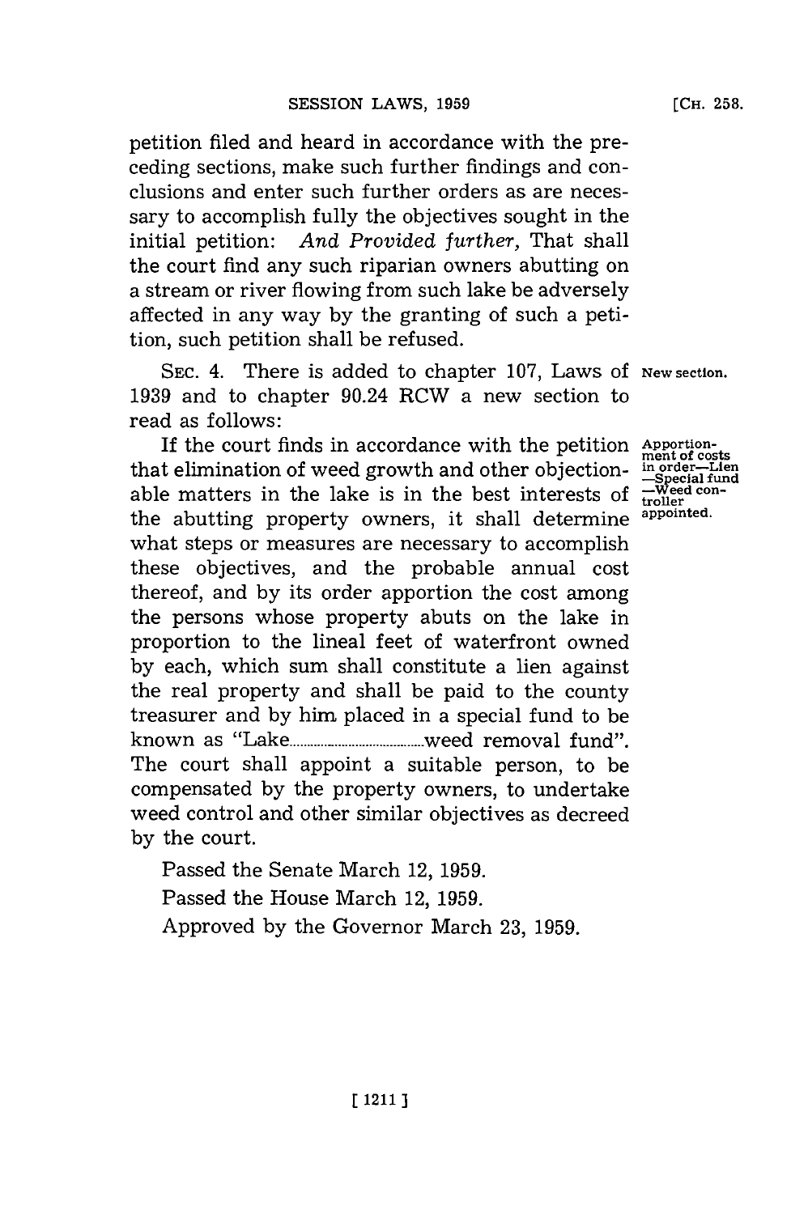petition filed and heard in accordance with the preceding sections, make such further findings and conclusions and enter such further orders as are necessary to accomplish fully the objectives sought in the initial petition: *And Provided further,* That shall the court find any such riparian owners abutting on a stream or river flowing from such lake be adversely affected in any way by the granting of such a petition, such petition shall be refused.

SEC. 4. There is added to chapter 107, Laws of 1939 and to chapter 90.24 RCW a new section to read as follows:

New section.

Apportionment of costs in order—Lien—Special fund—Weed controller appointed.

If the court finds in accordance with the petition that elimination of weed growth and other objectionable matters in the lake is in the best interests of the abutting property owners, it shall determine what steps or measures are necessary to accomplish these objectives, and the probable annual cost thereof, and by its order apportion the cost among the persons whose property abuts on the lake in proportion to the lineal feet of waterfront owned by each, which sum shall constitute a lien against the real property and shall be paid to the county treasurer and by him placed in a special fund to be known as "Lake............................weed removal fund". The court shall appoint a suitable person, to be compensated by the property owners, to undertake weed control and other similar objectives as decreed by the court.

Passed the Senate March 12, 1959.

Passed the House March 12, 1959.

Approved by the Governor March 23, 1959.